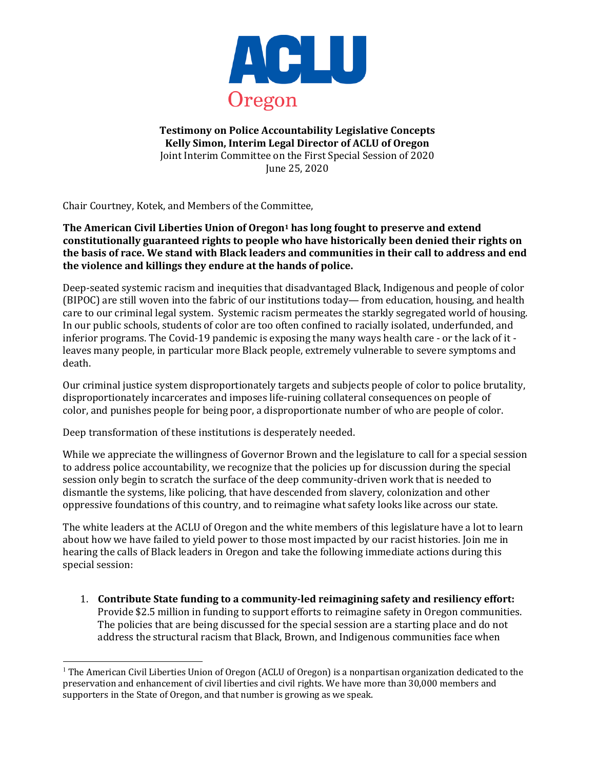**ACLU**
Oregon

**Testimony on Police Accountability Legislative Concepts**
**Kelly Simon, Interim Legal Director of ACLU of Oregon**
Joint Interim Committee on the First Special Session of 2020
June 25, 2020

Chair Courtney, Kotek, and Members of the Committee,

**The American Civil Liberties Union of Oregon[1] has long fought to preserve and extend constitutionally guaranteed rights to people who have historically been denied their rights on the basis of race. We stand with Black leaders and communities in their call to address and end the violence and killings they endure at the hands of police.**

Deep-seated systemic racism and inequities that disadvantaged Black, Indigenous and people of color (BIPOC) are still woven into the fabric of our institutions today— from education, housing, and health care to our criminal legal system. Systemic racism permeates the starkly segregated world of housing. In our public schools, students of color are too often confined to racially isolated, underfunded, and inferior programs. The Covid-19 pandemic is exposing the many ways health care - or the lack of it - leaves many people, in particular more Black people, extremely vulnerable to severe symptoms and death.

Our criminal justice system disproportionately targets and subjects people of color to police brutality, disproportionately incarcerates and imposes life-ruining collateral consequences on people of color, and punishes people for being poor, a disproportionate number of who are people of color.

Deep transformation of these institutions is desperately needed.

While we appreciate the willingness of Governor Brown and the legislature to call for a special session to address police accountability, we recognize that the policies up for discussion during the special session only begin to scratch the surface of the deep community-driven work that is needed to dismantle the systems, like policing, that have descended from slavery, colonization and other oppressive foundations of this country, and to reimagine what safety looks like across our state.

The white leaders at the ACLU of Oregon and the white members of this legislature have a lot to learn about how we have failed to yield power to those most impacted by our racist histories. Join me in hearing the calls of Black leaders in Oregon and take the following immediate actions during this special session:

1. **Contribute State funding to a community-led reimagining safety and resiliency effort:** Provide $2.5 million in funding to support efforts to reimagine safety in Oregon communities. The policies that are being discussed for the special session are a starting place and do not address the structural racism that Black, Brown, and Indigenous communities face when

---

[1] The American Civil Liberties Union of Oregon (ACLU of Oregon) is a nonpartisan organization dedicated to the preservation and enhancement of civil liberties and civil rights. We have more than 30,000 members and supporters in the State of Oregon, and that number is growing as we speak.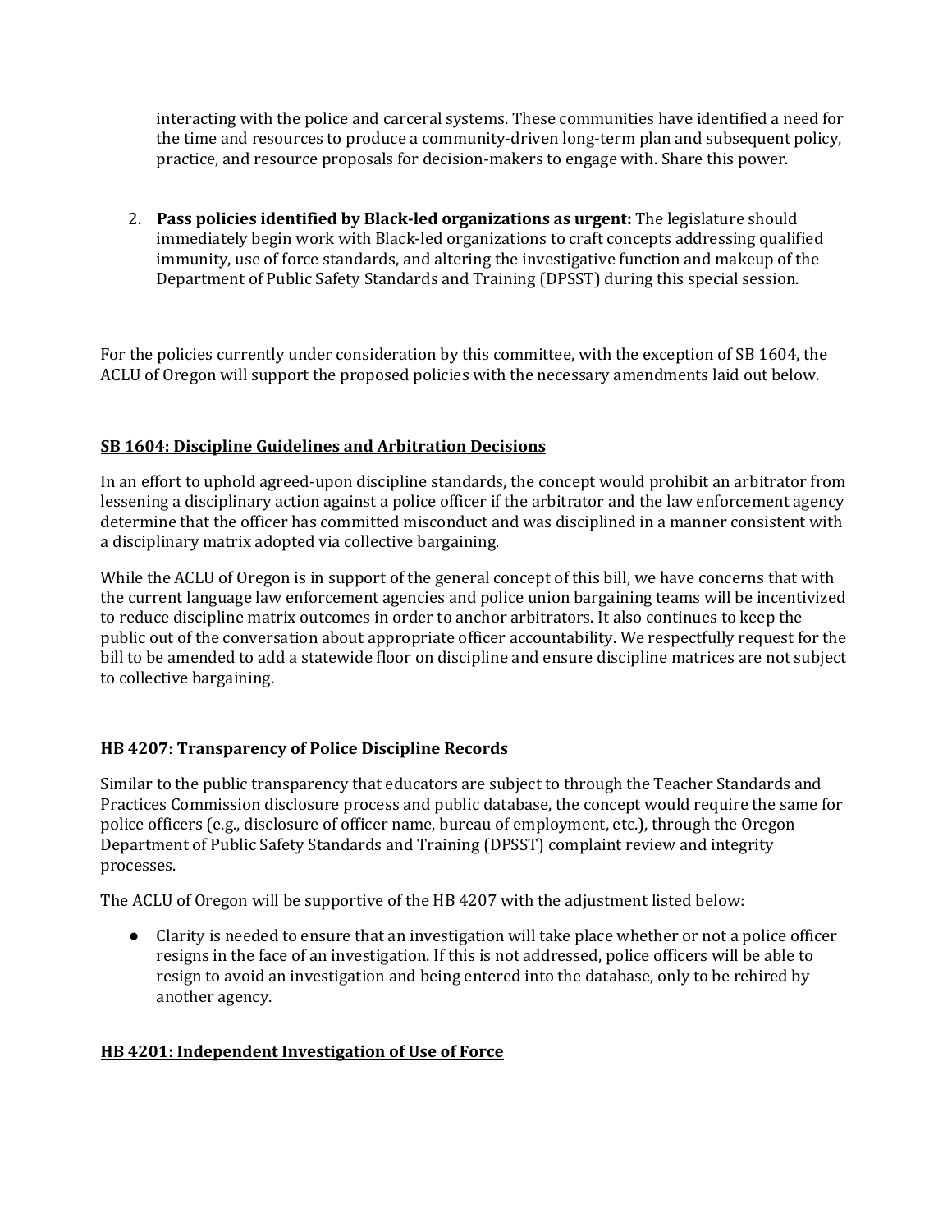interacting with the police and carceral systems. These communities have identified a need for the time and resources to produce a community-driven long-term plan and subsequent policy, practice, and resource proposals for decision-makers to engage with. Share this power.

2. **Pass policies identified by Black-led organizations as urgent:** The legislature should immediately begin work with Black-led organizations to craft concepts addressing qualified immunity, use of force standards, and altering the investigative function and makeup of the Department of Public Safety Standards and Training (DPSST) during this special session.

For the policies currently under consideration by this committee, with the exception of SB 1604, the ACLU of Oregon will support the proposed policies with the necessary amendments laid out below.

### SB 1604: Discipline Guidelines and Arbitration Decisions

In an effort to uphold agreed-upon discipline standards, the concept would prohibit an arbitrator from lessening a disciplinary action against a police officer if the arbitrator and the law enforcement agency determine that the officer has committed misconduct and was disciplined in a manner consistent with a disciplinary matrix adopted via collective bargaining.

While the ACLU of Oregon is in support of the general concept of this bill, we have concerns that with the current language law enforcement agencies and police union bargaining teams will be incentivized to reduce discipline matrix outcomes in order to anchor arbitrators. It also continues to keep the public out of the conversation about appropriate officer accountability. We respectfully request for the bill to be amended to add a statewide floor on discipline and ensure discipline matrices are not subject to collective bargaining.

### HB 4207: Transparency of Police Discipline Records

Similar to the public transparency that educators are subject to through the Teacher Standards and Practices Commission disclosure process and public database, the concept would require the same for police officers (e.g., disclosure of officer name, bureau of employment, etc.), through the Oregon Department of Public Safety Standards and Training (DPSST) complaint review and integrity processes.

The ACLU of Oregon will be supportive of the HB 4207 with the adjustment listed below:

- Clarity is needed to ensure that an investigation will take place whether or not a police officer resigns in the face of an investigation. If this is not addressed, police officers will be able to resign to avoid an investigation and being entered into the database, only to be rehired by another agency.

### HB 4201: Independent Investigation of Use of Force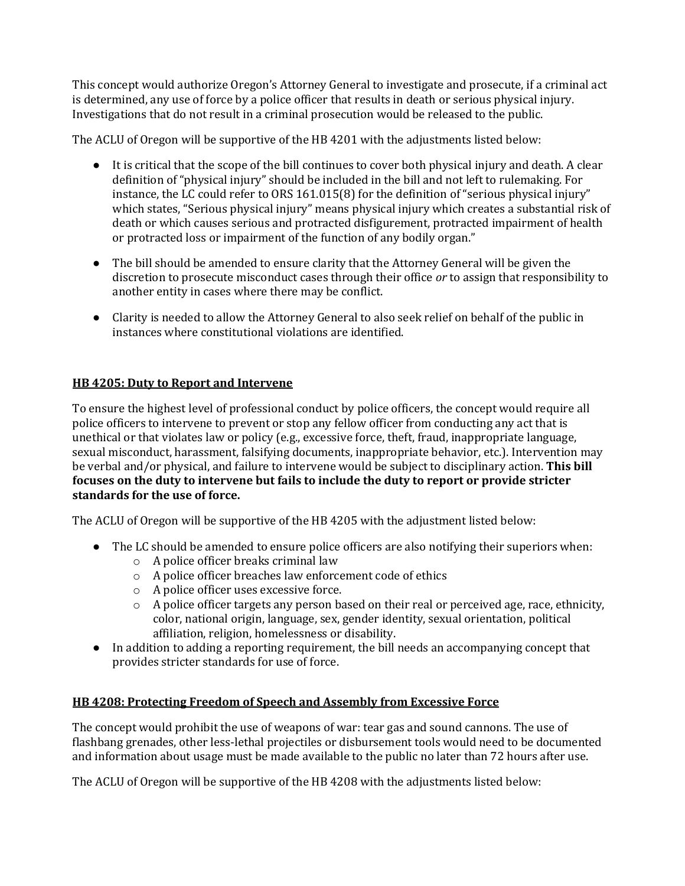This concept would authorize Oregon's Attorney General to investigate and prosecute, if a criminal act is determined, any use of force by a police officer that results in death or serious physical injury. Investigations that do not result in a criminal prosecution would be released to the public.

The ACLU of Oregon will be supportive of the HB 4201 with the adjustments listed below:

- It is critical that the scope of the bill continues to cover both physical injury and death. A clear definition of "physical injury" should be included in the bill and not left to rulemaking. For instance, the LC could refer to ORS 161.015(8) for the definition of "serious physical injury" which states, "Serious physical injury" means physical injury which creates a substantial risk of death or which causes serious and protracted disfigurement, protracted impairment of health or protracted loss or impairment of the function of any bodily organ."
- The bill should be amended to ensure clarity that the Attorney General will be given the discretion to prosecute misconduct cases through their office *or* to assign that responsibility to another entity in cases where there may be conflict.
- Clarity is needed to allow the Attorney General to also seek relief on behalf of the public in instances where constitutional violations are identified.

## HB 4205: Duty to Report and Intervene

To ensure the highest level of professional conduct by police officers, the concept would require all police officers to intervene to prevent or stop any fellow officer from conducting any act that is unethical or that violates law or policy (e.g., excessive force, theft, fraud, inappropriate language, sexual misconduct, harassment, falsifying documents, inappropriate behavior, etc.). Intervention may be verbal and/or physical, and failure to intervene would be subject to disciplinary action. **This bill focuses on the duty to intervene but fails to include the duty to report or provide stricter standards for the use of force.**

The ACLU of Oregon will be supportive of the HB 4205 with the adjustment listed below:

- The LC should be amended to ensure police officers are also notifying their superiors when:
  - A police officer breaks criminal law
  - A police officer breaches law enforcement code of ethics
  - A police officer uses excessive force.
  - A police officer targets any person based on their real or perceived age, race, ethnicity, color, national origin, language, sex, gender identity, sexual orientation, political affiliation, religion, homelessness or disability.
- In addition to adding a reporting requirement, the bill needs an accompanying concept that provides stricter standards for use of force.

## HB 4208: Protecting Freedom of Speech and Assembly from Excessive Force

The concept would prohibit the use of weapons of war: tear gas and sound cannons. The use of flashbang grenades, other less-lethal projectiles or disbursement tools would need to be documented and information about usage must be made available to the public no later than 72 hours after use.

The ACLU of Oregon will be supportive of the HB 4208 with the adjustments listed below: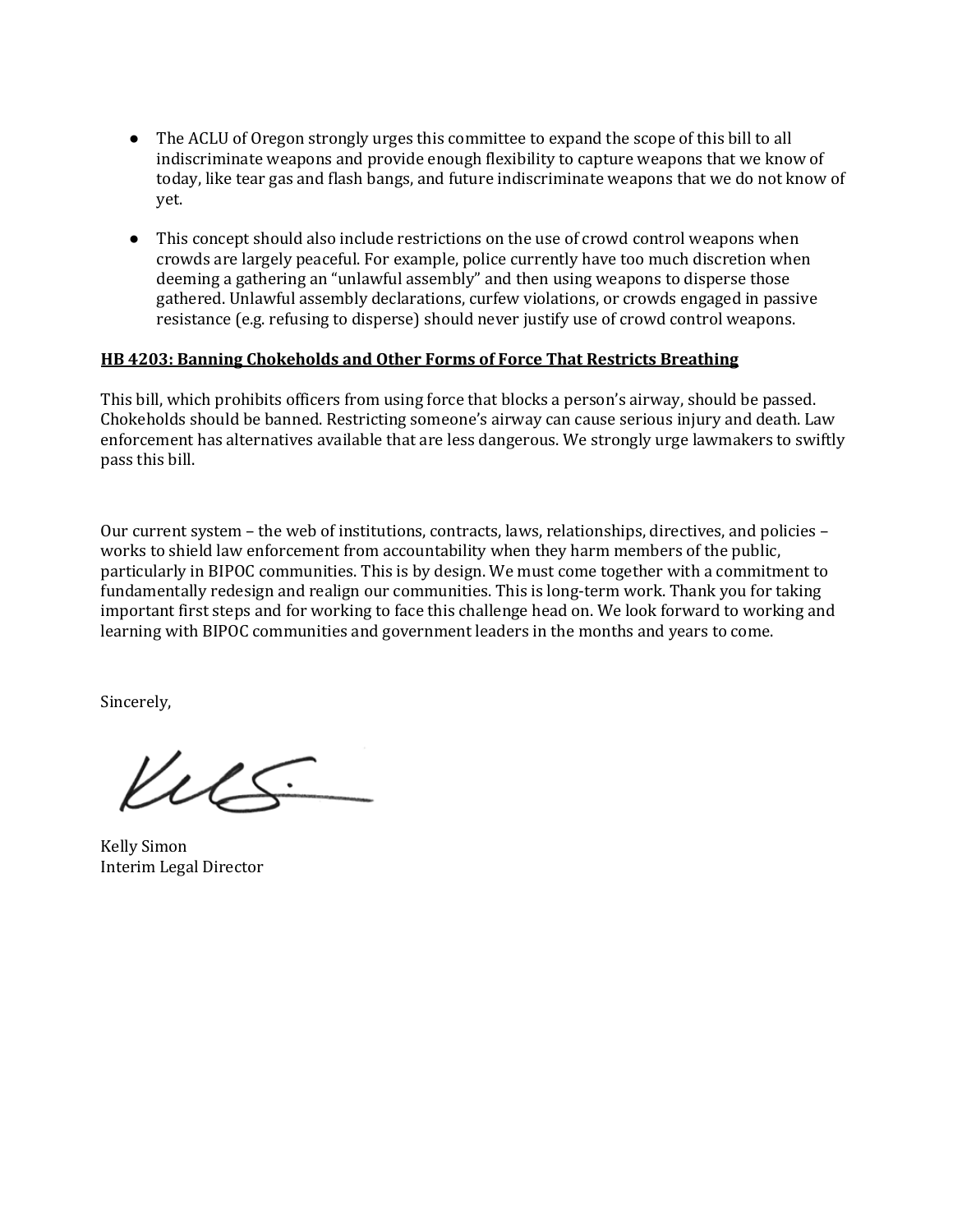- The ACLU of Oregon strongly urges this committee to expand the scope of this bill to all indiscriminate weapons and provide enough flexibility to capture weapons that we know of today, like tear gas and flash bangs, and future indiscriminate weapons that we do not know of yet.

- This concept should also include restrictions on the use of crowd control weapons when crowds are largely peaceful. For example, police currently have too much discretion when deeming a gathering an "unlawful assembly" and then using weapons to disperse those gathered. Unlawful assembly declarations, curfew violations, or crowds engaged in passive resistance (e.g. refusing to disperse) should never justify use of crowd control weapons.

**<u>HB 4203: Banning Chokeholds and Other Forms of Force That Restricts Breathing</u>**

This bill, which prohibits officers from using force that blocks a person's airway, should be passed. Chokeholds should be banned. Restricting someone's airway can cause serious injury and death. Law enforcement has alternatives available that are less dangerous. We strongly urge lawmakers to swiftly pass this bill.

Our current system – the web of institutions, contracts, laws, relationships, directives, and policies – works to shield law enforcement from accountability when they harm members of the public, particularly in BIPOC communities. This is by design. We must come together with a commitment to fundamentally redesign and realign our communities. This is long-term work. Thank you for taking important first steps and for working to face this challenge head on. We look forward to working and learning with BIPOC communities and government leaders in the months and years to come.

Sincerely,

Kelly Simon
Interim Legal Director